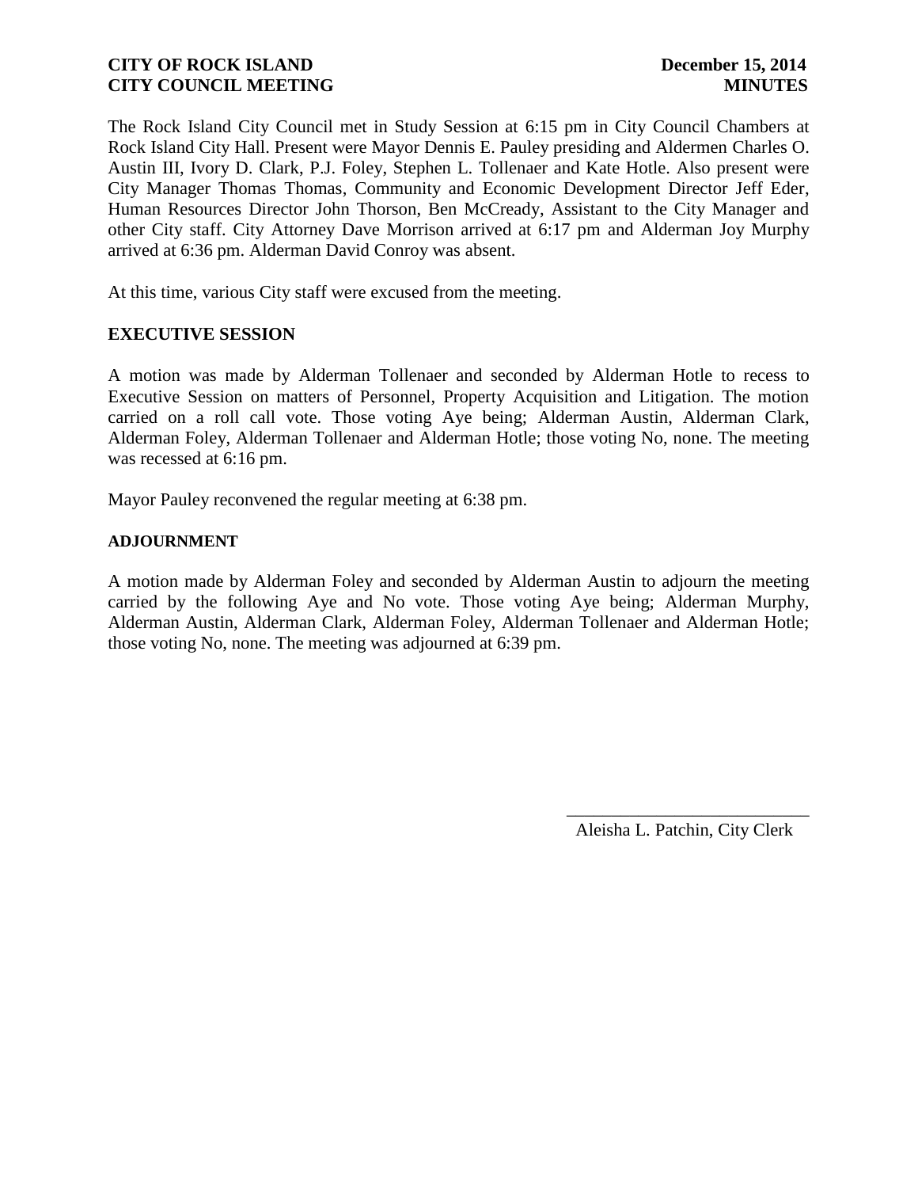**CITY OF ROCK ISLAND** **December 15, 2014**
**CITY COUNCIL MEETING** **MINUTES**

The Rock Island City Council met in Study Session at 6:15 pm in City Council Chambers at Rock Island City Hall. Present were Mayor Dennis E. Pauley presiding and Aldermen Charles O. Austin III, Ivory D. Clark, P.J. Foley, Stephen L. Tollenaer and Kate Hotle. Also present were City Manager Thomas Thomas, Community and Economic Development Director Jeff Eder, Human Resources Director John Thorson, Ben McCready, Assistant to the City Manager and other City staff. City Attorney Dave Morrison arrived at 6:17 pm and Alderman Joy Murphy arrived at 6:36 pm. Alderman David Conroy was absent.

At this time, various City staff were excused from the meeting.

**EXECUTIVE SESSION**

A motion was made by Alderman Tollenaer and seconded by Alderman Hotle to recess to Executive Session on matters of Personnel, Property Acquisition and Litigation. The motion carried on a roll call vote. Those voting Aye being; Alderman Austin, Alderman Clark, Alderman Foley, Alderman Tollenaer and Alderman Hotle; those voting No, none. The meeting was recessed at 6:16 pm.

Mayor Pauley reconvened the regular meeting at 6:38 pm.

**ADJOURNMENT**

A motion made by Alderman Foley and seconded by Alderman Austin to adjourn the meeting carried by the following Aye and No vote. Those voting Aye being; Alderman Murphy, Alderman Austin, Alderman Clark, Alderman Foley, Alderman Tollenaer and Alderman Hotle; those voting No, none. The meeting was adjourned at 6:39 pm.

\_\_\_\_\_\_\_\_\_\_\_\_\_\_\_\_\_\_\_\_\_\_\_\_\_\_\_\_
Aleisha L. Patchin, City Clerk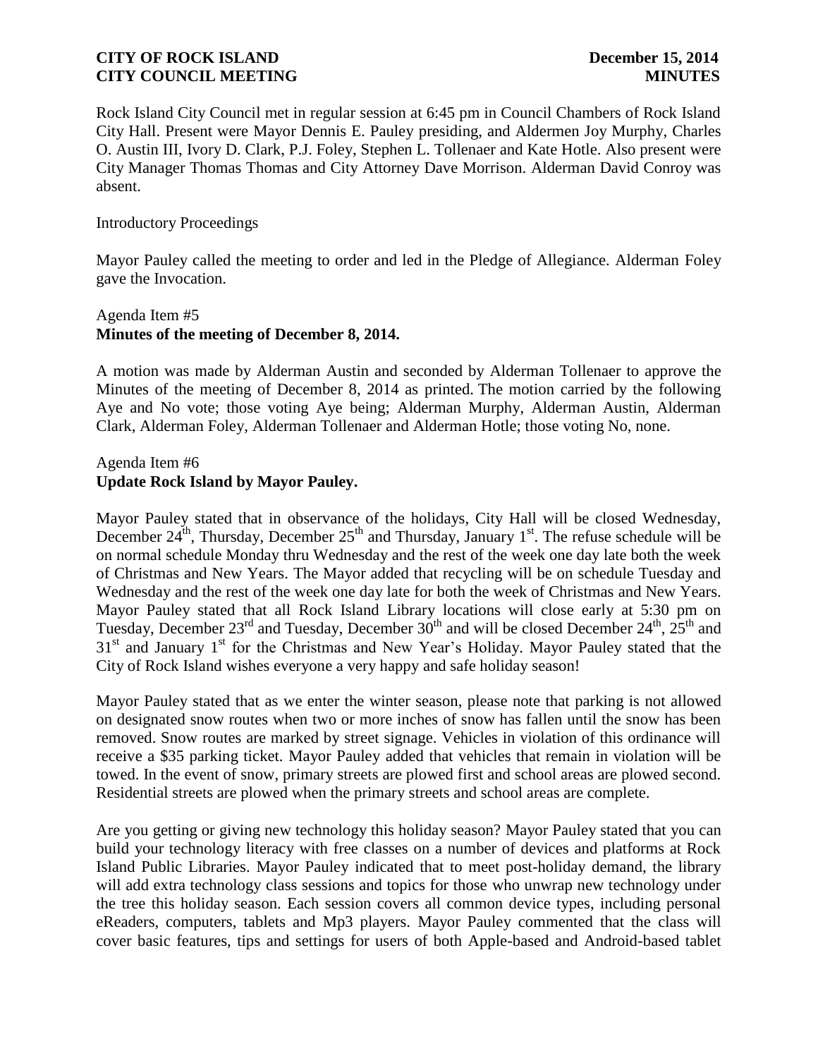Rock Island City Council met in regular session at 6:45 pm in Council Chambers of Rock Island City Hall. Present were Mayor Dennis E. Pauley presiding, and Aldermen Joy Murphy, Charles O. Austin III, Ivory D. Clark, P.J. Foley, Stephen L. Tollenaer and Kate Hotle. Also present were City Manager Thomas Thomas and City Attorney Dave Morrison. Alderman David Conroy was absent.

Introductory Proceedings

Mayor Pauley called the meeting to order and led in the Pledge of Allegiance. Alderman Foley gave the Invocation.

Agenda Item #5
**Minutes of the meeting of December 8, 2014.**

A motion was made by Alderman Austin and seconded by Alderman Tollenaer to approve the Minutes of the meeting of December 8, 2014 as printed. The motion carried by the following Aye and No vote; those voting Aye being; Alderman Murphy, Alderman Austin, Alderman Clark, Alderman Foley, Alderman Tollenaer and Alderman Hotle; those voting No, none.

Agenda Item #6
**Update Rock Island by Mayor Pauley.**

Mayor Pauley stated that in observance of the holidays, City Hall will be closed Wednesday, December 24th, Thursday, December 25th and Thursday, January 1st. The refuse schedule will be on normal schedule Monday thru Wednesday and the rest of the week one day late both the week of Christmas and New Years. The Mayor added that recycling will be on schedule Tuesday and Wednesday and the rest of the week one day late for both the week of Christmas and New Years. Mayor Pauley stated that all Rock Island Library locations will close early at 5:30 pm on Tuesday, December 23rd and Tuesday, December 30th and will be closed December 24th, 25th and 31st and January 1st for the Christmas and New Year's Holiday. Mayor Pauley stated that the City of Rock Island wishes everyone a very happy and safe holiday season!

Mayor Pauley stated that as we enter the winter season, please note that parking is not allowed on designated snow routes when two or more inches of snow has fallen until the snow has been removed. Snow routes are marked by street signage. Vehicles in violation of this ordinance will receive a $35 parking ticket. Mayor Pauley added that vehicles that remain in violation will be towed. In the event of snow, primary streets are plowed first and school areas are plowed second. Residential streets are plowed when the primary streets and school areas are complete.

Are you getting or giving new technology this holiday season? Mayor Pauley stated that you can build your technology literacy with free classes on a number of devices and platforms at Rock Island Public Libraries. Mayor Pauley indicated that to meet post-holiday demand, the library will add extra technology class sessions and topics for those who unwrap new technology under the tree this holiday season. Each session covers all common device types, including personal eReaders, computers, tablets and Mp3 players. Mayor Pauley commented that the class will cover basic features, tips and settings for users of both Apple-based and Android-based tablet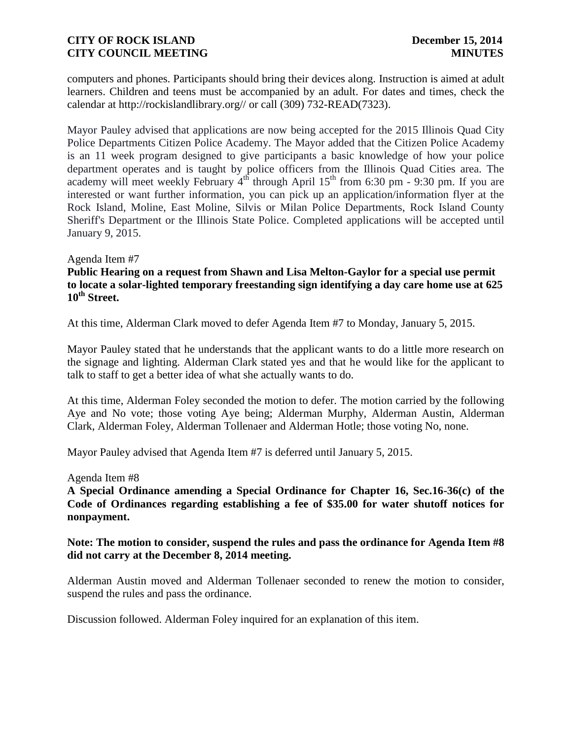computers and phones. Participants should bring their devices along. Instruction is aimed at adult learners. Children and teens must be accompanied by an adult. For dates and times, check the calendar at http://rockislandlibrary.org// or call (309) 732-READ(7323).

Mayor Pauley advised that applications are now being accepted for the 2015 Illinois Quad City Police Departments Citizen Police Academy. The Mayor added that the Citizen Police Academy is an 11 week program designed to give participants a basic knowledge of how your police department operates and is taught by police officers from the Illinois Quad Cities area. The academy will meet weekly February 4th through April 15th from 6:30 pm - 9:30 pm. If you are interested or want further information, you can pick up an application/information flyer at the Rock Island, Moline, East Moline, Silvis or Milan Police Departments, Rock Island County Sheriff's Department or the Illinois State Police. Completed applications will be accepted until January 9, 2015.

Agenda Item #7

**Public Hearing on a request from Shawn and Lisa Melton-Gaylor for a special use permit to locate a solar-lighted temporary freestanding sign identifying a day care home use at 625 10th Street.**

At this time, Alderman Clark moved to defer Agenda Item #7 to Monday, January 5, 2015.

Mayor Pauley stated that he understands that the applicant wants to do a little more research on the signage and lighting. Alderman Clark stated yes and that he would like for the applicant to talk to staff to get a better idea of what she actually wants to do.

At this time, Alderman Foley seconded the motion to defer. The motion carried by the following Aye and No vote; those voting Aye being; Alderman Murphy, Alderman Austin, Alderman Clark, Alderman Foley, Alderman Tollenaer and Alderman Hotle; those voting No, none.

Mayor Pauley advised that Agenda Item #7 is deferred until January 5, 2015.

Agenda Item #8

**A Special Ordinance amending a Special Ordinance for Chapter 16, Sec.16-36(c) of the Code of Ordinances regarding establishing a fee of $35.00 for water shutoff notices for nonpayment.**

**Note: The motion to consider, suspend the rules and pass the ordinance for Agenda Item #8 did not carry at the December 8, 2014 meeting.**

Alderman Austin moved and Alderman Tollenaer seconded to renew the motion to consider, suspend the rules and pass the ordinance.

Discussion followed. Alderman Foley inquired for an explanation of this item.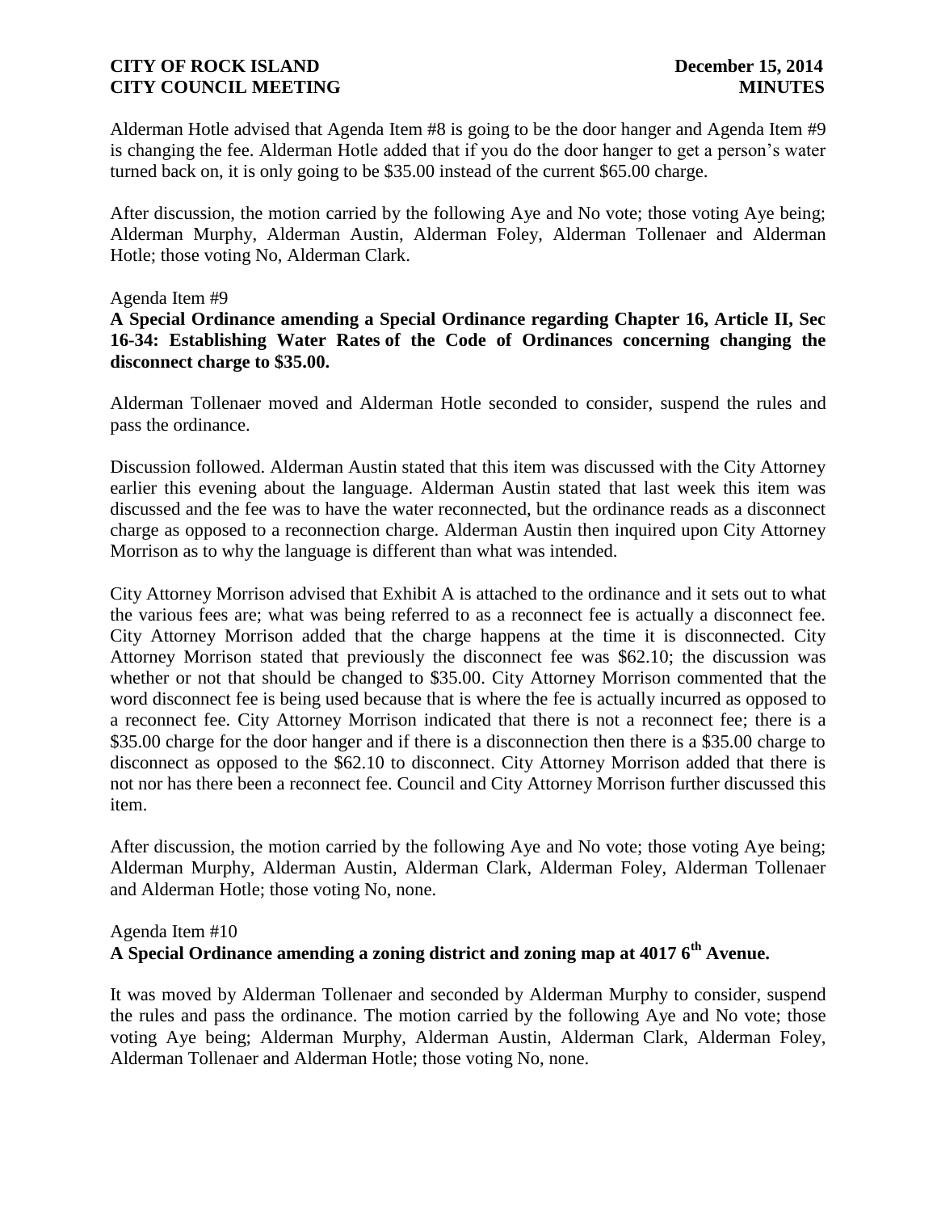Alderman Hotle advised that Agenda Item #8 is going to be the door hanger and Agenda Item #9 is changing the fee. Alderman Hotle added that if you do the door hanger to get a person's water turned back on, it is only going to be $35.00 instead of the current $65.00 charge.

After discussion, the motion carried by the following Aye and No vote; those voting Aye being; Alderman Murphy, Alderman Austin, Alderman Foley, Alderman Tollenaer and Alderman Hotle; those voting No, Alderman Clark.

Agenda Item #9

**A Special Ordinance amending a Special Ordinance regarding Chapter 16, Article II, Sec 16-34: Establishing Water Rates of the Code of Ordinances concerning changing the disconnect charge to $35.00.**

Alderman Tollenaer moved and Alderman Hotle seconded to consider, suspend the rules and pass the ordinance.

Discussion followed. Alderman Austin stated that this item was discussed with the City Attorney earlier this evening about the language. Alderman Austin stated that last week this item was discussed and the fee was to have the water reconnected, but the ordinance reads as a disconnect charge as opposed to a reconnection charge. Alderman Austin then inquired upon City Attorney Morrison as to why the language is different than what was intended.

City Attorney Morrison advised that Exhibit A is attached to the ordinance and it sets out to what the various fees are; what was being referred to as a reconnect fee is actually a disconnect fee. City Attorney Morrison added that the charge happens at the time it is disconnected. City Attorney Morrison stated that previously the disconnect fee was $62.10; the discussion was whether or not that should be changed to $35.00. City Attorney Morrison commented that the word disconnect fee is being used because that is where the fee is actually incurred as opposed to a reconnect fee. City Attorney Morrison indicated that there is not a reconnect fee; there is a $35.00 charge for the door hanger and if there is a disconnection then there is a $35.00 charge to disconnect as opposed to the $62.10 to disconnect. City Attorney Morrison added that there is not nor has there been a reconnect fee. Council and City Attorney Morrison further discussed this item.

After discussion, the motion carried by the following Aye and No vote; those voting Aye being; Alderman Murphy, Alderman Austin, Alderman Clark, Alderman Foley, Alderman Tollenaer and Alderman Hotle; those voting No, none.

Agenda Item #10

**A Special Ordinance amending a zoning district and zoning map at 4017 6th Avenue.**

It was moved by Alderman Tollenaer and seconded by Alderman Murphy to consider, suspend the rules and pass the ordinance. The motion carried by the following Aye and No vote; those voting Aye being; Alderman Murphy, Alderman Austin, Alderman Clark, Alderman Foley, Alderman Tollenaer and Alderman Hotle; those voting No, none.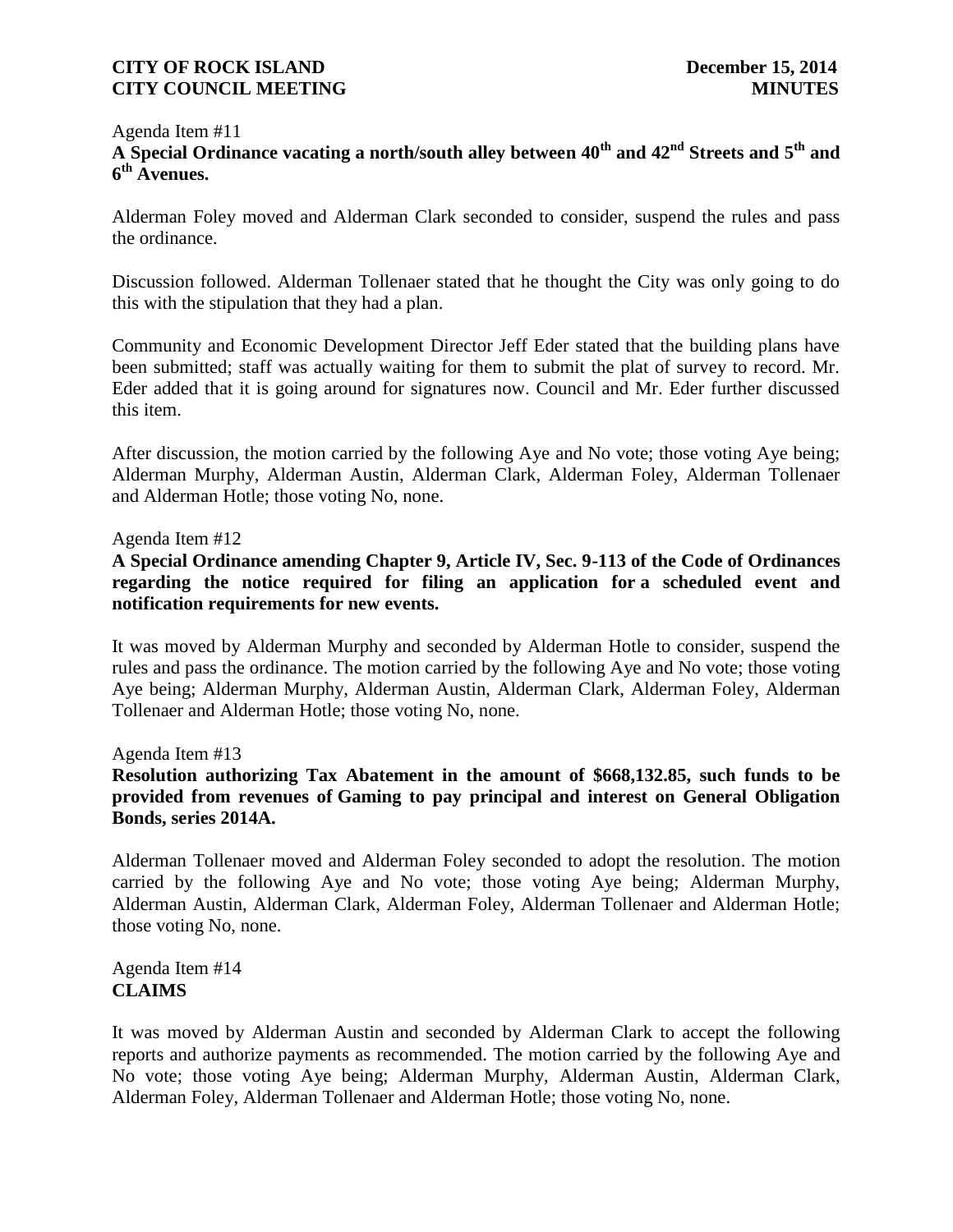Agenda Item #11

**A Special Ordinance vacating a north/south alley between 40th and 42nd Streets and 5th and 6th Avenues.**

Alderman Foley moved and Alderman Clark seconded to consider, suspend the rules and pass the ordinance.

Discussion followed. Alderman Tollenaer stated that he thought the City was only going to do this with the stipulation that they had a plan.

Community and Economic Development Director Jeff Eder stated that the building plans have been submitted; staff was actually waiting for them to submit the plat of survey to record. Mr. Eder added that it is going around for signatures now. Council and Mr. Eder further discussed this item.

After discussion, the motion carried by the following Aye and No vote; those voting Aye being; Alderman Murphy, Alderman Austin, Alderman Clark, Alderman Foley, Alderman Tollenaer and Alderman Hotle; those voting No, none.

Agenda Item #12

**A Special Ordinance amending Chapter 9, Article IV, Sec. 9-113 of the Code of Ordinances regarding the notice required for filing an application for a scheduled event and notification requirements for new events.**

It was moved by Alderman Murphy and seconded by Alderman Hotle to consider, suspend the rules and pass the ordinance. The motion carried by the following Aye and No vote; those voting Aye being; Alderman Murphy, Alderman Austin, Alderman Clark, Alderman Foley, Alderman Tollenaer and Alderman Hotle; those voting No, none.

Agenda Item #13

**Resolution authorizing Tax Abatement in the amount of $668,132.85, such funds to be provided from revenues of Gaming to pay principal and interest on General Obligation Bonds, series 2014A.**

Alderman Tollenaer moved and Alderman Foley seconded to adopt the resolution. The motion carried by the following Aye and No vote; those voting Aye being; Alderman Murphy, Alderman Austin, Alderman Clark, Alderman Foley, Alderman Tollenaer and Alderman Hotle; those voting No, none.

Agenda Item #14

**CLAIMS**

It was moved by Alderman Austin and seconded by Alderman Clark to accept the following reports and authorize payments as recommended. The motion carried by the following Aye and No vote; those voting Aye being; Alderman Murphy, Alderman Austin, Alderman Clark, Alderman Foley, Alderman Tollenaer and Alderman Hotle; those voting No, none.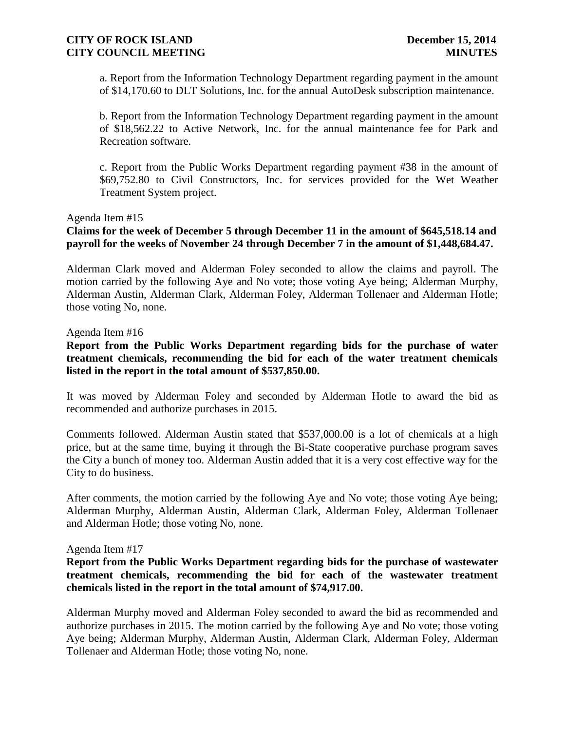a. Report from the Information Technology Department regarding payment in the amount of $14,170.60 to DLT Solutions, Inc. for the annual AutoDesk subscription maintenance.

b. Report from the Information Technology Department regarding payment in the amount of $18,562.22 to Active Network, Inc. for the annual maintenance fee for Park and Recreation software.

c. Report from the Public Works Department regarding payment #38 in the amount of $69,752.80 to Civil Constructors, Inc. for services provided for the Wet Weather Treatment System project.

Agenda Item #15

**Claims for the week of December 5 through December 11 in the amount of $645,518.14 and payroll for the weeks of November 24 through December 7 in the amount of $1,448,684.47.**

Alderman Clark moved and Alderman Foley seconded to allow the claims and payroll. The motion carried by the following Aye and No vote; those voting Aye being; Alderman Murphy, Alderman Austin, Alderman Clark, Alderman Foley, Alderman Tollenaer and Alderman Hotle; those voting No, none.

Agenda Item #16

**Report from the Public Works Department regarding bids for the purchase of water treatment chemicals, recommending the bid for each of the water treatment chemicals listed in the report in the total amount of $537,850.00.**

It was moved by Alderman Foley and seconded by Alderman Hotle to award the bid as recommended and authorize purchases in 2015.

Comments followed. Alderman Austin stated that $537,000.00 is a lot of chemicals at a high price, but at the same time, buying it through the Bi-State cooperative purchase program saves the City a bunch of money too. Alderman Austin added that it is a very cost effective way for the City to do business.

After comments, the motion carried by the following Aye and No vote; those voting Aye being; Alderman Murphy, Alderman Austin, Alderman Clark, Alderman Foley, Alderman Tollenaer and Alderman Hotle; those voting No, none.

Agenda Item #17

**Report from the Public Works Department regarding bids for the purchase of wastewater treatment chemicals, recommending the bid for each of the wastewater treatment chemicals listed in the report in the total amount of $74,917.00.**

Alderman Murphy moved and Alderman Foley seconded to award the bid as recommended and authorize purchases in 2015. The motion carried by the following Aye and No vote; those voting Aye being; Alderman Murphy, Alderman Austin, Alderman Clark, Alderman Foley, Alderman Tollenaer and Alderman Hotle; those voting No, none.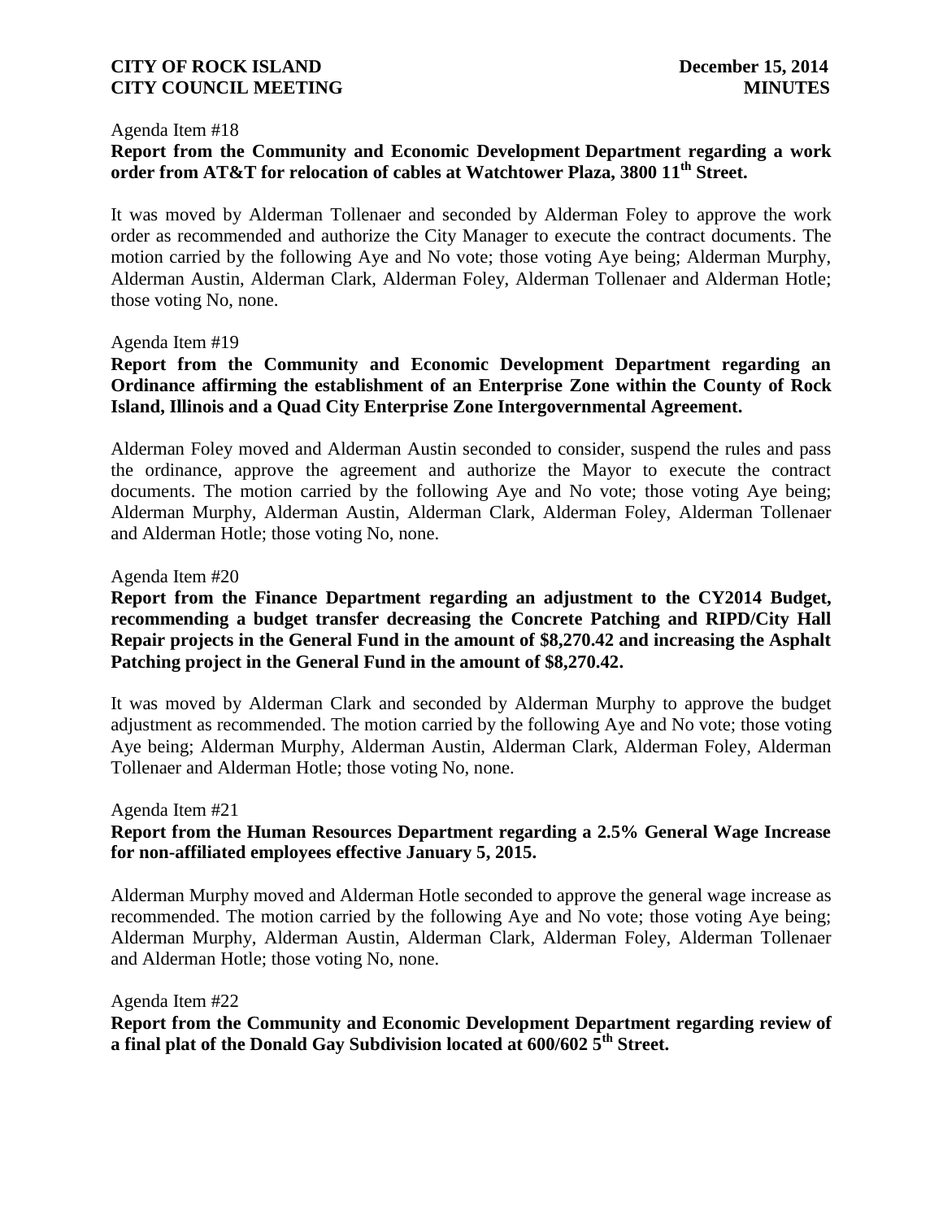Agenda Item #18

**Report from the Community and Economic Development Department regarding a work order from AT&T for relocation of cables at Watchtower Plaza, 3800 11th Street.**

It was moved by Alderman Tollenaer and seconded by Alderman Foley to approve the work order as recommended and authorize the City Manager to execute the contract documents. The motion carried by the following Aye and No vote; those voting Aye being; Alderman Murphy, Alderman Austin, Alderman Clark, Alderman Foley, Alderman Tollenaer and Alderman Hotle; those voting No, none.

Agenda Item #19

**Report from the Community and Economic Development Department regarding an Ordinance affirming the establishment of an Enterprise Zone within the County of Rock Island, Illinois and a Quad City Enterprise Zone Intergovernmental Agreement.**

Alderman Foley moved and Alderman Austin seconded to consider, suspend the rules and pass the ordinance, approve the agreement and authorize the Mayor to execute the contract documents. The motion carried by the following Aye and No vote; those voting Aye being; Alderman Murphy, Alderman Austin, Alderman Clark, Alderman Foley, Alderman Tollenaer and Alderman Hotle; those voting No, none.

Agenda Item #20

**Report from the Finance Department regarding an adjustment to the CY2014 Budget, recommending a budget transfer decreasing the Concrete Patching and RIPD/City Hall Repair projects in the General Fund in the amount of $8,270.42 and increasing the Asphalt Patching project in the General Fund in the amount of $8,270.42.**

It was moved by Alderman Clark and seconded by Alderman Murphy to approve the budget adjustment as recommended. The motion carried by the following Aye and No vote; those voting Aye being; Alderman Murphy, Alderman Austin, Alderman Clark, Alderman Foley, Alderman Tollenaer and Alderman Hotle; those voting No, none.

Agenda Item #21

**Report from the Human Resources Department regarding a 2.5% General Wage Increase for non-affiliated employees effective January 5, 2015.**

Alderman Murphy moved and Alderman Hotle seconded to approve the general wage increase as recommended. The motion carried by the following Aye and No vote; those voting Aye being; Alderman Murphy, Alderman Austin, Alderman Clark, Alderman Foley, Alderman Tollenaer and Alderman Hotle; those voting No, none.

Agenda Item #22

**Report from the Community and Economic Development Department regarding review of a final plat of the Donald Gay Subdivision located at 600/602 5th Street.**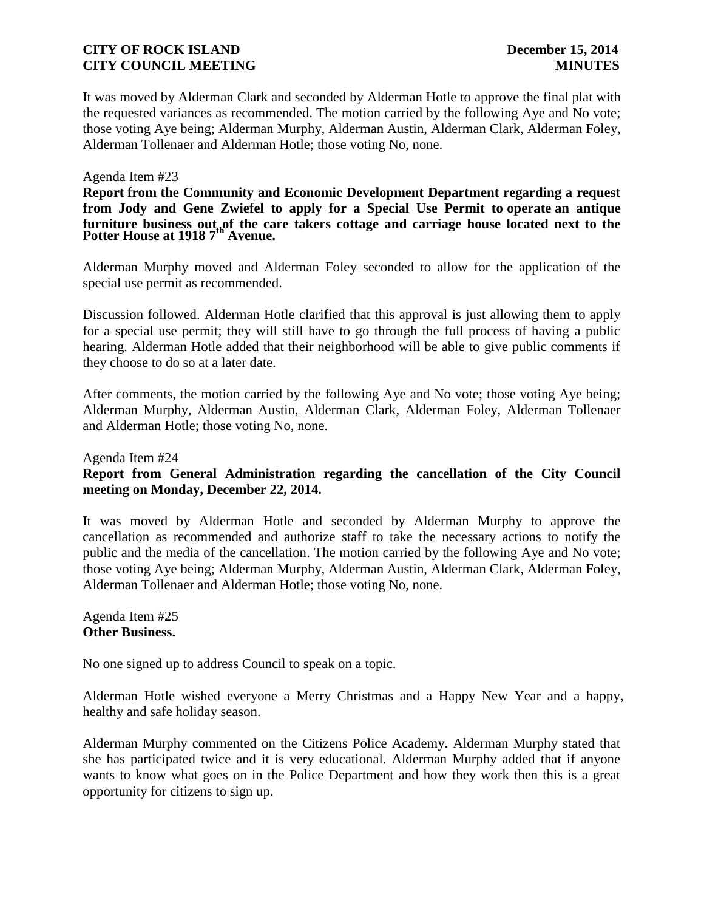It was moved by Alderman Clark and seconded by Alderman Hotle to approve the final plat with the requested variances as recommended. The motion carried by the following Aye and No vote; those voting Aye being; Alderman Murphy, Alderman Austin, Alderman Clark, Alderman Foley, Alderman Tollenaer and Alderman Hotle; those voting No, none.

Agenda Item #23

**Report from the Community and Economic Development Department regarding a request from Jody and Gene Zwiefel to apply for a Special Use Permit to operate an antique furniture business out of the care takers cottage and carriage house located next to the Potter House at 1918 7th Avenue.**

Alderman Murphy moved and Alderman Foley seconded to allow for the application of the special use permit as recommended.

Discussion followed. Alderman Hotle clarified that this approval is just allowing them to apply for a special use permit; they will still have to go through the full process of having a public hearing. Alderman Hotle added that their neighborhood will be able to give public comments if they choose to do so at a later date.

After comments, the motion carried by the following Aye and No vote; those voting Aye being; Alderman Murphy, Alderman Austin, Alderman Clark, Alderman Foley, Alderman Tollenaer and Alderman Hotle; those voting No, none.

Agenda Item #24

**Report from General Administration regarding the cancellation of the City Council meeting on Monday, December 22, 2014.**

It was moved by Alderman Hotle and seconded by Alderman Murphy to approve the cancellation as recommended and authorize staff to take the necessary actions to notify the public and the media of the cancellation. The motion carried by the following Aye and No vote; those voting Aye being; Alderman Murphy, Alderman Austin, Alderman Clark, Alderman Foley, Alderman Tollenaer and Alderman Hotle; those voting No, none.

Agenda Item #25

**Other Business.**

No one signed up to address Council to speak on a topic.

Alderman Hotle wished everyone a Merry Christmas and a Happy New Year and a happy, healthy and safe holiday season.

Alderman Murphy commented on the Citizens Police Academy. Alderman Murphy stated that she has participated twice and it is very educational. Alderman Murphy added that if anyone wants to know what goes on in the Police Department and how they work then this is a great opportunity for citizens to sign up.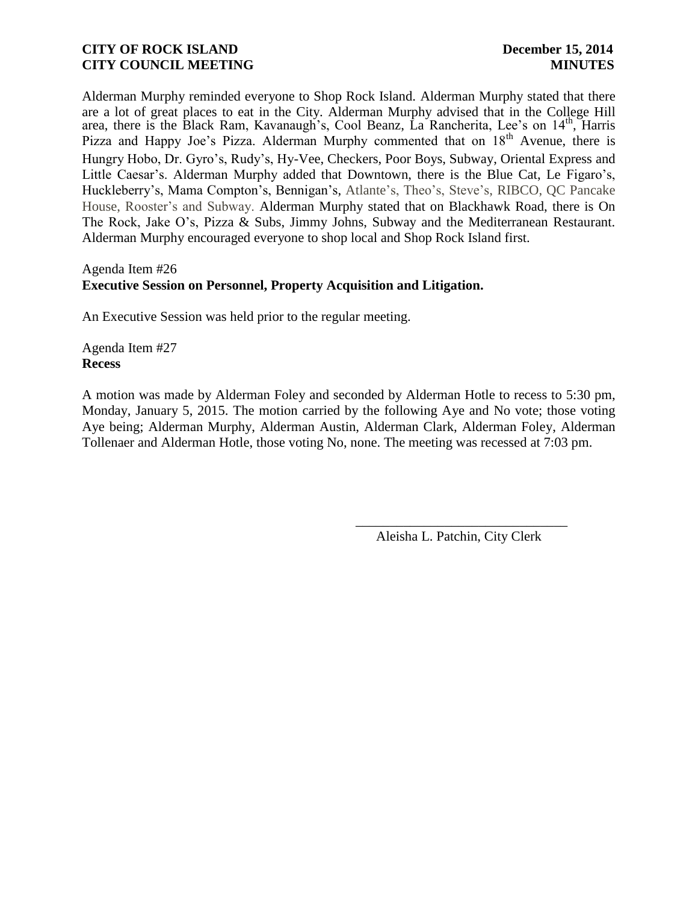Alderman Murphy reminded everyone to Shop Rock Island. Alderman Murphy stated that there are a lot of great places to eat in the City. Alderman Murphy advised that in the College Hill area, there is the Black Ram, Kavanaugh's, Cool Beanz, La Rancherita, Lee's on 14th, Harris Pizza and Happy Joe's Pizza. Alderman Murphy commented that on 18th Avenue, there is Hungry Hobo, Dr. Gyro's, Rudy's, Hy-Vee, Checkers, Poor Boys, Subway, Oriental Express and Little Caesar's. Alderman Murphy added that Downtown, there is the Blue Cat, Le Figaro's, Huckleberry's, Mama Compton's, Bennigan's, Atlante's, Theo's, Steve's, RIBCO, QC Pancake House, Rooster's and Subway. Alderman Murphy stated that on Blackhawk Road, there is On The Rock, Jake O's, Pizza & Subs, Jimmy Johns, Subway and the Mediterranean Restaurant. Alderman Murphy encouraged everyone to shop local and Shop Rock Island first.

Agenda Item #26
**Executive Session on Personnel, Property Acquisition and Litigation.**

An Executive Session was held prior to the regular meeting.

Agenda Item #27
**Recess**

A motion was made by Alderman Foley and seconded by Alderman Hotle to recess to 5:30 pm, Monday, January 5, 2015. The motion carried by the following Aye and No vote; those voting Aye being; Alderman Murphy, Alderman Austin, Alderman Clark, Alderman Foley, Alderman Tollenaer and Alderman Hotle, those voting No, none. The meeting was recessed at 7:03 pm.

_______________________________
Aleisha L. Patchin, City Clerk